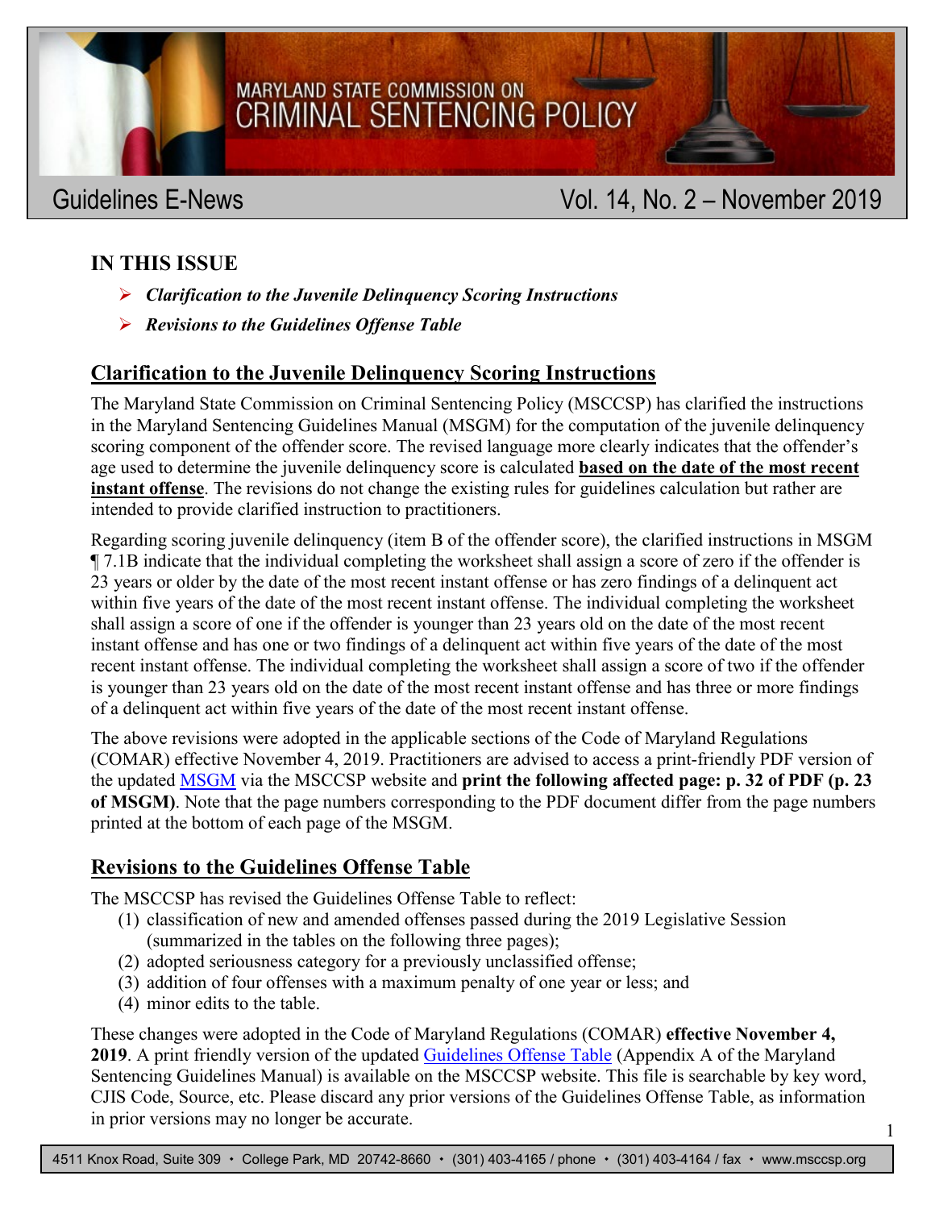# MARYLAND STATE COMMISSION ON CRIMINAL SENTENCING POLICY

Guidelines E-News — Vol. 14, No. 2 – November 2019

## IN THIS ISSUE

- ***Clarification to the Juvenile Delinquency Scoring Instructions***
- ***Revisions to the Guidelines Offense Table***

## Clarification to the Juvenile Delinquency Scoring Instructions

The Maryland State Commission on Criminal Sentencing Policy (MSCCSP) has clarified the instructions in the Maryland Sentencing Guidelines Manual (MSGM) for the computation of the juvenile delinquency scoring component of the offender score. The revised language more clearly indicates that the offender's age used to determine the juvenile delinquency score is calculated **based on the date of the most recent instant offense**. The revisions do not change the existing rules for guidelines calculation but rather are intended to provide clarified instruction to practitioners.

Regarding scoring juvenile delinquency (item B of the offender score), the clarified instructions in MSGM ¶ 7.1B indicate that the individual completing the worksheet shall assign a score of zero if the offender is 23 years or older by the date of the most recent instant offense or has zero findings of a delinquent act within five years of the date of the most recent instant offense. The individual completing the worksheet shall assign a score of one if the offender is younger than 23 years old on the date of the most recent instant offense and has one or two findings of a delinquent act within five years of the date of the most recent instant offense. The individual completing the worksheet shall assign a score of two if the offender is younger than 23 years old on the date of the most recent instant offense and has three or more findings of a delinquent act within five years of the date of the most recent instant offense.

The above revisions were adopted in the applicable sections of the Code of Maryland Regulations (COMAR) effective November 4, 2019. Practitioners are advised to access a print-friendly PDF version of the updated MSGM via the MSCCSP website and **print the following affected page: p. 32 of PDF (p. 23 of MSGM)**. Note that the page numbers corresponding to the PDF document differ from the page numbers printed at the bottom of each page of the MSGM.

## Revisions to the Guidelines Offense Table

The MSCCSP has revised the Guidelines Offense Table to reflect:

1. classification of new and amended offenses passed during the 2019 Legislative Session (summarized in the tables on the following three pages);
2. adopted seriousness category for a previously unclassified offense;
3. addition of four offenses with a maximum penalty of one year or less; and
4. minor edits to the table.

These changes were adopted in the Code of Maryland Regulations (COMAR) **effective November 4, 2019**. A print friendly version of the updated Guidelines Offense Table (Appendix A of the Maryland Sentencing Guidelines Manual) is available on the MSCCSP website. This file is searchable by key word, CJIS Code, Source, etc. Please discard any prior versions of the Guidelines Offense Table, as information in prior versions may no longer be accurate.

4511 Knox Road, Suite 309 • College Park, MD 20742-8660 • (301) 403-4165 / phone • (301) 403-4164 / fax • www.msccsp.org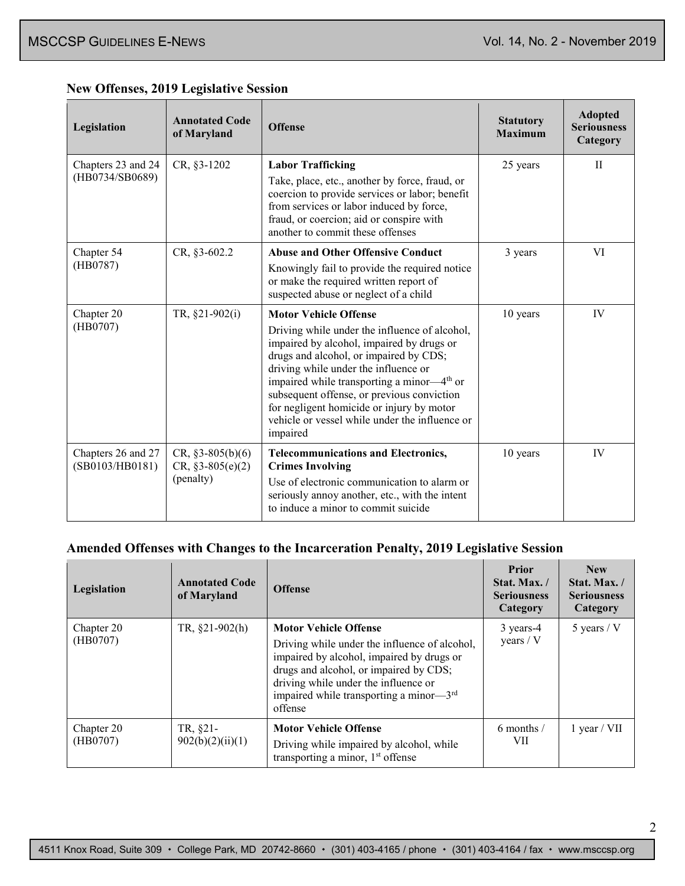## New Offenses, 2019 Legislative Session

| Legislation | Annotated Code of Maryland | Offense | Statutory Maximum | Adopted Seriousness Category |
|---|---|---|---|---|
| Chapters 23 and 24 (HB0734/SB0689) | CR, §3-1202 | **Labor Trafficking** Take, place, etc., another by force, fraud, or coercion to provide services or labor; benefit from services or labor induced by force, fraud, or coercion; aid or conspire with another to commit these offenses | 25 years | II |
| Chapter 54 (HB0787) | CR, §3-602.2 | **Abuse and Other Offensive Conduct** Knowingly fail to provide the required notice or make the required written report of suspected abuse or neglect of a child | 3 years | VI |
| Chapter 20 (HB0707) | TR, §21-902(i) | **Motor Vehicle Offense** Driving while under the influence of alcohol, impaired by alcohol, impaired by drugs or drugs and alcohol, or impaired by CDS; driving while under the influence or impaired while transporting a minor—4th or subsequent offense, or previous conviction for negligent homicide or injury by motor vehicle or vessel while under the influence or impaired | 10 years | IV |
| Chapters 26 and 27 (SB0103/HB0181) | CR, §3-805(b)(6) CR, §3-805(e)(2) (penalty) | **Telecommunications and Electronics, Crimes Involving** Use of electronic communication to alarm or seriously annoy another, etc., with the intent to induce a minor to commit suicide | 10 years | IV |

## Amended Offenses with Changes to the Incarceration Penalty, 2019 Legislative Session

| Legislation | Annotated Code of Maryland | Offense | Prior Stat. Max. / Seriousness Category | New Stat. Max. / Seriousness Category |
|---|---|---|---|---|
| Chapter 20 (HB0707) | TR, §21-902(h) | **Motor Vehicle Offense** Driving while under the influence of alcohol, impaired by alcohol, impaired by drugs or drugs and alcohol, or impaired by CDS; driving while under the influence or impaired while transporting a minor—3rd offense | 3 years-4 years / V | 5 years / V |
| Chapter 20 (HB0707) | TR, §21-902(b)(2)(ii)(1) | **Motor Vehicle Offense** Driving while impaired by alcohol, while transporting a minor, 1st offense | 6 months / VII | 1 year / VII |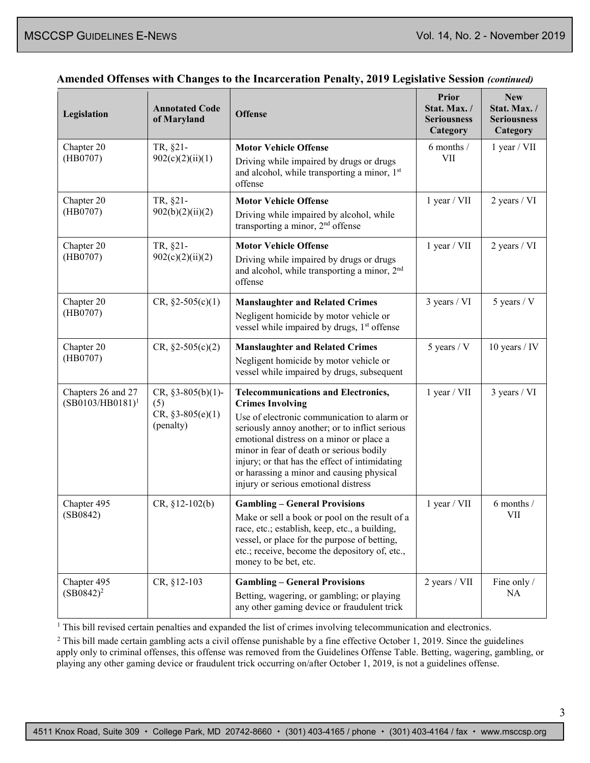### Amended Offenses with Changes to the Incarceration Penalty, 2019 Legislative Session *(continued)*

| Legislation | Annotated Code of Maryland | Offense | Prior Stat. Max. / Seriousness Category | New Stat. Max. / Seriousness Category |
|---|---|---|---|---|
| Chapter 20 (HB0707) | TR, §21-902(c)(2)(ii)(1) | **Motor Vehicle Offense** Driving while impaired by drugs or drugs and alcohol, while transporting a minor, 1st offense | 6 months / VII | 1 year / VII |
| Chapter 20 (HB0707) | TR, §21-902(b)(2)(ii)(2) | **Motor Vehicle Offense** Driving while impaired by alcohol, while transporting a minor, 2nd offense | 1 year / VII | 2 years / VI |
| Chapter 20 (HB0707) | TR, §21-902(c)(2)(ii)(2) | **Motor Vehicle Offense** Driving while impaired by drugs or drugs and alcohol, while transporting a minor, 2nd offense | 1 year / VII | 2 years / VI |
| Chapter 20 (HB0707) | CR, §2-505(c)(1) | **Manslaughter and Related Crimes** Negligent homicide by motor vehicle or vessel while impaired by drugs, 1st offense | 3 years / VI | 5 years / V |
| Chapter 20 (HB0707) | CR, §2-505(c)(2) | **Manslaughter and Related Crimes** Negligent homicide by motor vehicle or vessel while impaired by drugs, subsequent | 5 years / V | 10 years / IV |
| Chapters 26 and 27 (SB0103/HB0181)[1] | CR, §3-805(b)(1)-(5) CR, §3-805(e)(1) (penalty) | **Telecommunications and Electronics, Crimes Involving** Use of electronic communication to alarm or seriously annoy another; or to inflict serious emotional distress on a minor or place a minor in fear of death or serious bodily injury; or that has the effect of intimidating or harassing a minor and causing physical injury or serious emotional distress | 1 year / VII | 3 years / VI |
| Chapter 495 (SB0842) | CR, §12-102(b) | **Gambling – General Provisions** Make or sell a book or pool on the result of a race, etc.; establish, keep, etc., a building, vessel, or place for the purpose of betting, etc.; receive, become the depository of, etc., money to be bet, etc. | 1 year / VII | 6 months / VII |
| Chapter 495 (SB0842)[2] | CR, §12-103 | **Gambling – General Provisions** Betting, wagering, or gambling; or playing any other gaming device or fraudulent trick | 2 years / VII | Fine only / NA |

[1] This bill revised certain penalties and expanded the list of crimes involving telecommunication and electronics.

[2] This bill made certain gambling acts a civil offense punishable by a fine effective October 1, 2019. Since the guidelines apply only to criminal offenses, this offense was removed from the Guidelines Offense Table. Betting, wagering, gambling, or playing any other gaming device or fraudulent trick occurring on/after October 1, 2019, is not a guidelines offense.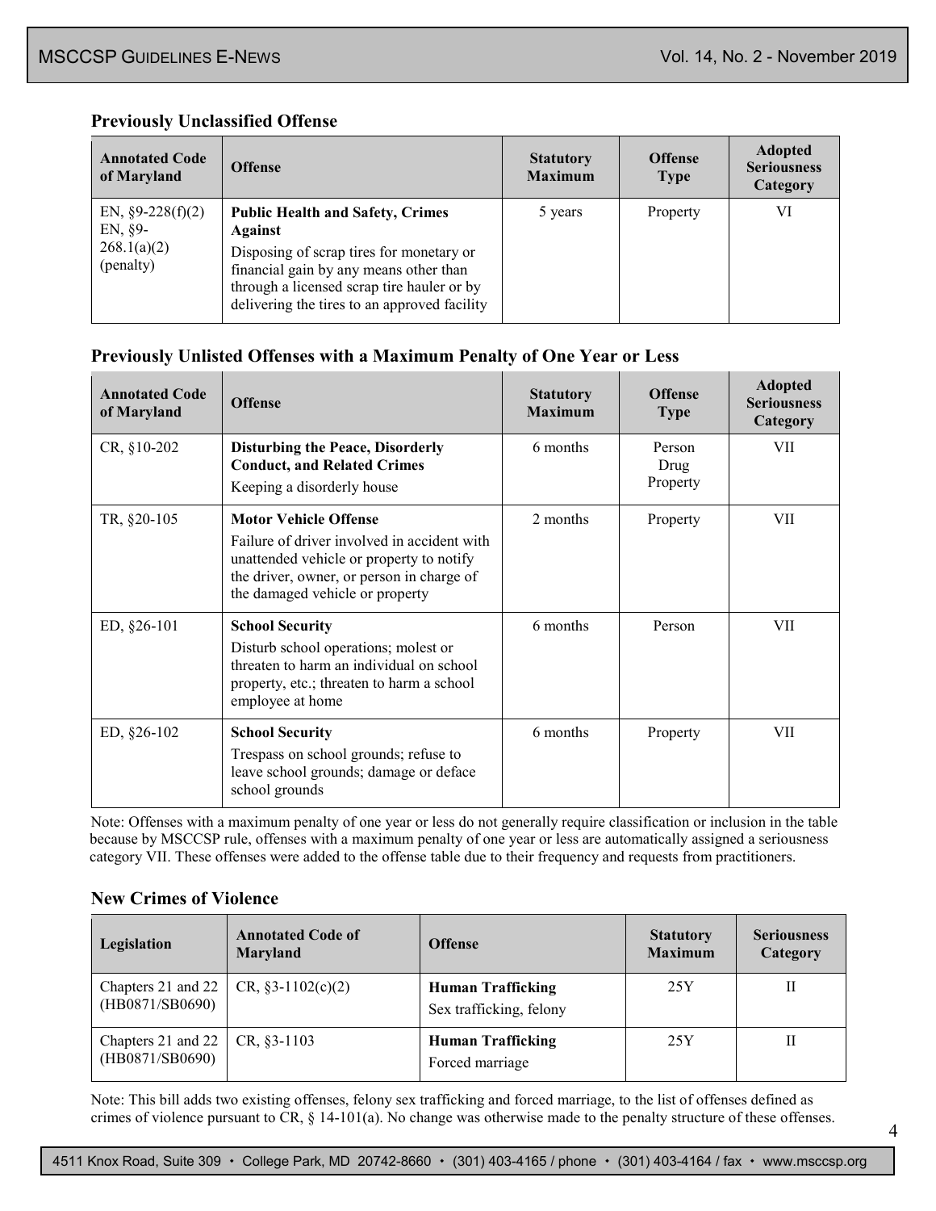### Previously Unclassified Offense

| Annotated Code of Maryland | Offense | Statutory Maximum | Offense Type | Adopted Seriousness Category |
|---|---|---|---|---|
| EN, §9-228(f)(2) EN, §9-268.1(a)(2) (penalty) | **Public Health and Safety, Crimes Against** Disposing of scrap tires for monetary or financial gain by any means other than through a licensed scrap tire hauler or by delivering the tires to an approved facility | 5 years | Property | VI |

### Previously Unlisted Offenses with a Maximum Penalty of One Year or Less

| Annotated Code of Maryland | Offense | Statutory Maximum | Offense Type | Adopted Seriousness Category |
|---|---|---|---|---|
| CR, §10-202 | **Disturbing the Peace, Disorderly Conduct, and Related Crimes** Keeping a disorderly house | 6 months | Person Drug Property | VII |
| TR, §20-105 | **Motor Vehicle Offense** Failure of driver involved in accident with unattended vehicle or property to notify the driver, owner, or person in charge of the damaged vehicle or property | 2 months | Property | VII |
| ED, §26-101 | **School Security** Disturb school operations; molest or threaten to harm an individual on school property, etc.; threaten to harm a school employee at home | 6 months | Person | VII |
| ED, §26-102 | **School Security** Trespass on school grounds; refuse to leave school grounds; damage or deface school grounds | 6 months | Property | VII |

Note: Offenses with a maximum penalty of one year or less do not generally require classification or inclusion in the table because by MSCCSP rule, offenses with a maximum penalty of one year or less are automatically assigned a seriousness category VII. These offenses were added to the offense table due to their frequency and requests from practitioners.

### New Crimes of Violence

| Legislation | Annotated Code of Maryland | Offense | Statutory Maximum | Seriousness Category |
|---|---|---|---|---|
| Chapters 21 and 22 (HB0871/SB0690) | CR, §3-1102(c)(2) | **Human Trafficking** Sex trafficking, felony | 25Y | II |
| Chapters 21 and 22 (HB0871/SB0690) | CR, §3-1103 | **Human Trafficking** Forced marriage | 25Y | II |

Note: This bill adds two existing offenses, felony sex trafficking and forced marriage, to the list of offenses defined as crimes of violence pursuant to CR, § 14-101(a). No change was otherwise made to the penalty structure of these offenses.